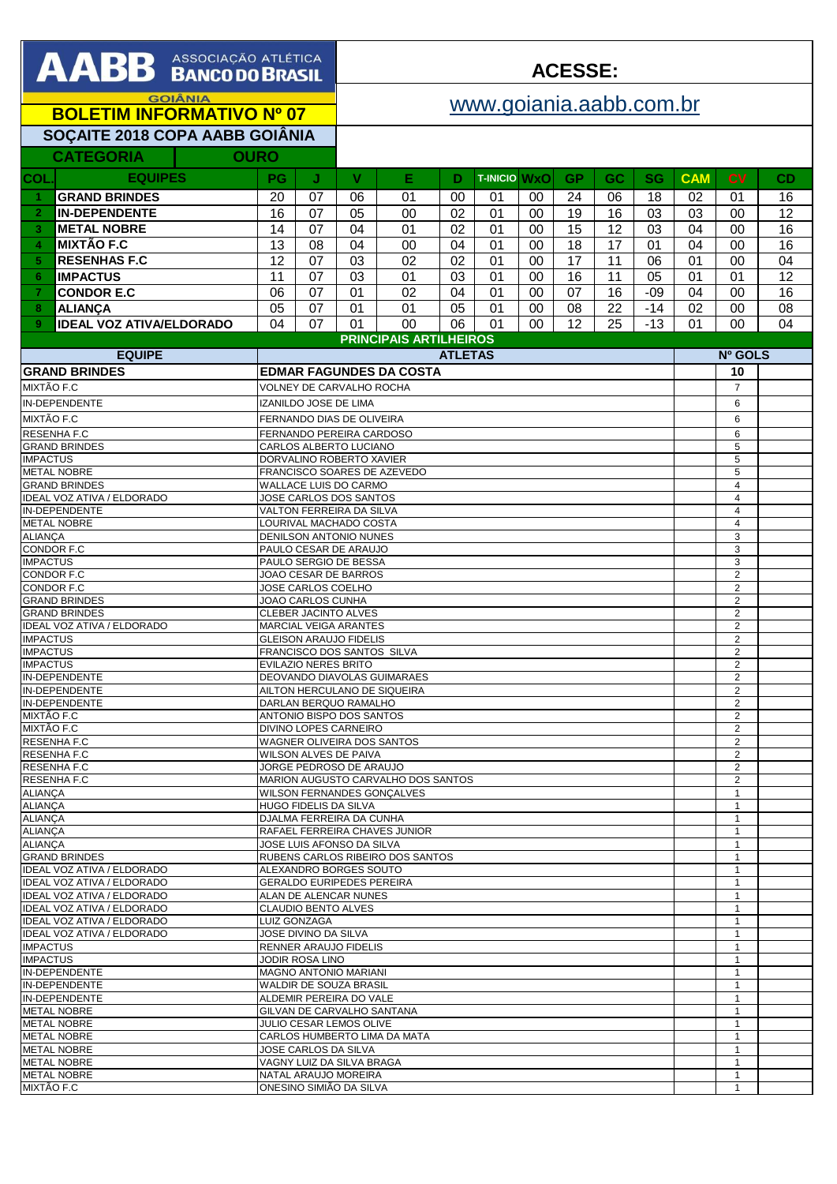# AABB ASSOCIAÇÃO ATLÉTICA BANCO DO BRASIL

GOIÂNIA

## BOLETIM INFORMATIVO Nº 07

**ACESSE:**

www.goiania.aabb.com.br

## SOÇAITE 2018 COPA AABB GOIÂNIA

**CATEGORIA** **OURO**

| COL. | EQUIPES | PG | J | V | E | D | T-INICIO | WxO | GP | GC | SG | CAM | CV | CD |
|---|---|---|---|---|---|---|---|---|---|---|---|---|---|---|
| 1 | GRAND BRINDES | 20 | 07 | 06 | 01 | 00 | 01 | 00 | 24 | 06 | 18 | 02 | 01 | 16 |
| 2 | IN-DEPENDENTE | 16 | 07 | 05 | 00 | 02 | 01 | 00 | 19 | 16 | 03 | 03 | 00 | 12 |
| 3 | METAL NOBRE | 14 | 07 | 04 | 01 | 02 | 01 | 00 | 15 | 12 | 03 | 04 | 00 | 16 |
| 4 | MIXTÃO F.C | 13 | 08 | 04 | 00 | 04 | 01 | 00 | 18 | 17 | 01 | 04 | 00 | 16 |
| 5 | RESENHAS F.C | 12 | 07 | 03 | 02 | 02 | 01 | 00 | 17 | 11 | 06 | 01 | 00 | 04 |
| 6 | IMPACTUS | 11 | 07 | 03 | 01 | 03 | 01 | 00 | 16 | 11 | 05 | 01 | 01 | 12 |
| 7 | CONDOR E.C | 06 | 07 | 01 | 02 | 04 | 01 | 00 | 07 | 16 | -09 | 04 | 00 | 16 |
| 8 | ALIANÇA | 05 | 07 | 01 | 01 | 05 | 01 | 00 | 08 | 22 | -14 | 02 | 00 | 08 |
| 9 | IDEAL VOZ ATIVA/ELDORADO | 04 | 07 | 01 | 00 | 06 | 01 | 00 | 12 | 25 | -13 | 01 | 00 | 04 |

## PRINCIPAIS ARTILHEIROS

| EQUIPE | ATLETAS | Nº GOLS |
|---|---|---|
| GRAND BRINDES | EDMAR FAGUNDES DA COSTA | 10 |
| MIXTÃO F.C | VOLNEY DE CARVALHO ROCHA | 7 |
| IN-DEPENDENTE | IZANILDO JOSE DE LIMA | 6 |
| MIXTÃO F.C | FERNANDO DIAS DE OLIVEIRA | 6 |
| RESENHA F.C | FERNANDO PEREIRA CARDOSO | 6 |
| GRAND BRINDES | CARLOS ALBERTO LUCIANO | 5 |
| IMPACTUS | DORVALINO ROBERTO XAVIER | 5 |
| METAL NOBRE | FRANCISCO SOARES DE AZEVEDO | 5 |
| GRAND BRINDES | WALLACE LUIS DO CARMO | 4 |
| IDEAL VOZ ATIVA / ELDORADO | JOSE CARLOS DOS SANTOS | 4 |
| IN-DEPENDENTE | VALTON FERREIRA DA SILVA | 4 |
| METAL NOBRE | LOURIVAL MACHADO COSTA | 4 |
| ALIANÇA | DENILSON ANTONIO NUNES | 3 |
| CONDOR F.C | PAULO CESAR DE ARAUJO | 3 |
| IMPACTUS | PAULO SERGIO DE BESSA | 3 |
| CONDOR F.C | JOAO CESAR DE BARROS | 2 |
| CONDOR F.C | JOSE CARLOS COELHO | 2 |
| GRAND BRINDES | JOAO CARLOS CUNHA | 2 |
| GRAND BRINDES | CLEBER JACINTO ALVES | 2 |
| IDEAL VOZ ATIVA / ELDORADO | MARCIAL VEIGA ARANTES | 2 |
| IMPACTUS | GLEISON ARAUJO FIDELIS | 2 |
| IMPACTUS | FRANCISCO DOS SANTOS SILVA | 2 |
| IMPACTUS | EVILAZIO NERES BRITO | 2 |
| IN-DEPENDENTE | DEOVANDO DIAVOLAS GUIMARAES | 2 |
| IN-DEPENDENTE | AILTON HERCULANO DE SIQUEIRA | 2 |
| IN-DEPENDENTE | DARLAN BERQUO RAMALHO | 2 |
| MIXTÃO F.C | ANTONIO BISPO DOS SANTOS | 2 |
| MIXTÃO F.C | DIVINO LOPES CARNEIRO | 2 |
| RESENHA F.C | WAGNER OLIVEIRA DOS SANTOS | 2 |
| RESENHA F.C | WILSON ALVES DE PAIVA | 2 |
| RESENHA F.C | JORGE PEDROSO DE ARAUJO | 2 |
| RESENHA F.C | MARION AUGUSTO CARVALHO DOS SANTOS | 2 |
| ALIANÇA | WILSON FERNANDES GONÇALVES | 1 |
| ALIANÇA | HUGO FIDELIS DA SILVA | 1 |
| ALIANÇA | DJALMA FERREIRA DA CUNHA | 1 |
| ALIANÇA | RAFAEL FERREIRA CHAVES JUNIOR | 1 |
| ALIANÇA | JOSE LUIS AFONSO DA SILVA | 1 |
| GRAND BRINDES | RUBENS CARLOS RIBEIRO DOS SANTOS | 1 |
| IDEAL VOZ ATIVA / ELDORADO | ALEXANDRO BORGES SOUTO | 1 |
| IDEAL VOZ ATIVA / ELDORADO | GERALDO EURIPEDES PEREIRA | 1 |
| IDEAL VOZ ATIVA / ELDORADO | ALAN DE ALENCAR NUNES | 1 |
| IDEAL VOZ ATIVA / ELDORADO | CLAUDIO BENTO ALVES | 1 |
| IDEAL VOZ ATIVA / ELDORADO | LUIZ GONZAGA | 1 |
| IDEAL VOZ ATIVA / ELDORADO | JOSE DIVINO DA SILVA | 1 |
| IMPACTUS | RENNER ARAUJO FIDELIS | 1 |
| IMPACTUS | JODIR ROSA LINO | 1 |
| IN-DEPENDENTE | MAGNO ANTONIO MARIANI | 1 |
| IN-DEPENDENTE | WALDIR DE SOUZA BRASIL | 1 |
| IN-DEPENDENTE | ALDEMIR PEREIRA DO VALE | 1 |
| METAL NOBRE | GILVAN DE CARVALHO SANTANA | 1 |
| METAL NOBRE | JULIO CESAR LEMOS OLIVE | 1 |
| METAL NOBRE | CARLOS HUMBERTO LIMA DA MATA | 1 |
| METAL NOBRE | JOSE CARLOS DA SILVA | 1 |
| METAL NOBRE | VAGNY LUIZ DA SILVA BRAGA | 1 |
| METAL NOBRE | NATAL ARAUJO MOREIRA | 1 |
| MIXTÃO F.C | ONESINO SIMIÃO DA SILVA | 1 |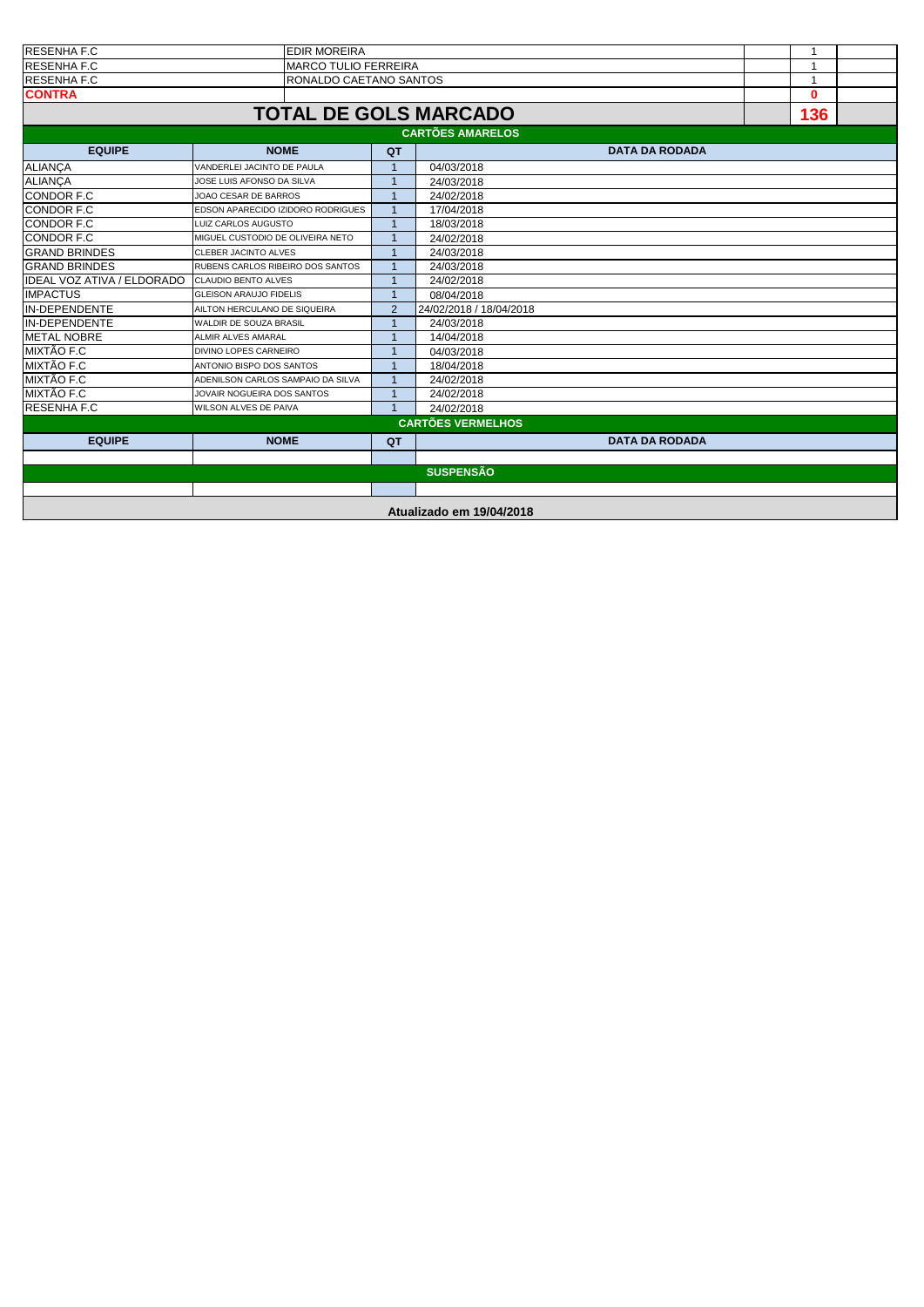| | | | |
|---|---|---|---|
| RESENHA F.C | EDIR MOREIRA | | 1 |
| RESENHA F.C | MARCO TULIO FERREIRA | | 1 |
| RESENHA F.C | RONALDO CAETANO SANTOS | | 1 |
| **CONTRA** | | | **0** |

## TOTAL DE GOLS MARCADO — 136

### CARTÕES AMARELOS

| EQUIPE | NOME | QT | DATA DA RODADA |
|---|---|---|---|
| ALIANÇA | VANDERLEI JACINTO DE PAULA | 1 | 04/03/2018 |
| ALIANÇA | JOSE LUIS AFONSO DA SILVA | 1 | 24/03/2018 |
| CONDOR F.C | JOAO CESAR DE BARROS | 1 | 24/02/2018 |
| CONDOR F.C | EDSON APARECIDO IZIDORO RODRIGUES | 1 | 17/04/2018 |
| CONDOR F.C | LUIZ CARLOS AUGUSTO | 1 | 18/03/2018 |
| CONDOR F.C | MIGUEL CUSTODIO DE OLIVEIRA NETO | 1 | 24/02/2018 |
| GRAND BRINDES | CLEBER JACINTO ALVES | 1 | 24/03/2018 |
| GRAND BRINDES | RUBENS CARLOS RIBEIRO DOS SANTOS | 1 | 24/03/2018 |
| IDEAL VOZ ATIVA / ELDORADO | CLAUDIO BENTO ALVES | 1 | 24/02/2018 |
| IMPACTUS | GLEISON ARAUJO FIDELIS | 1 | 08/04/2018 |
| IN-DEPENDENTE | AILTON HERCULANO DE SIQUEIRA | 2 | 24/02/2018 / 18/04/2018 |
| IN-DEPENDENTE | WALDIR DE SOUZA BRASIL | 1 | 24/03/2018 |
| METAL NOBRE | ALMIR ALVES AMARAL | 1 | 14/04/2018 |
| MIXTÃO F.C | DIVINO LOPES CARNEIRO | 1 | 04/03/2018 |
| MIXTÃO F.C | ANTONIO BISPO DOS SANTOS | 1 | 18/04/2018 |
| MIXTÃO F.C | ADENILSON CARLOS SAMPAIO DA SILVA | 1 | 24/02/2018 |
| MIXTÃO F.C | JOVAIR NOGUEIRA DOS SANTOS | 1 | 24/02/2018 |
| RESENHA F.C | WILSON ALVES DE PAIVA | 1 | 24/02/2018 |

### CARTÕES VERMELHOS

| EQUIPE | NOME | QT | DATA DA RODADA |
|---|---|---|---|
| | | | |

### SUSPENSÃO

| | | | |
|---|---|---|---|
| | | | |

**Atualizado em 19/04/2018**